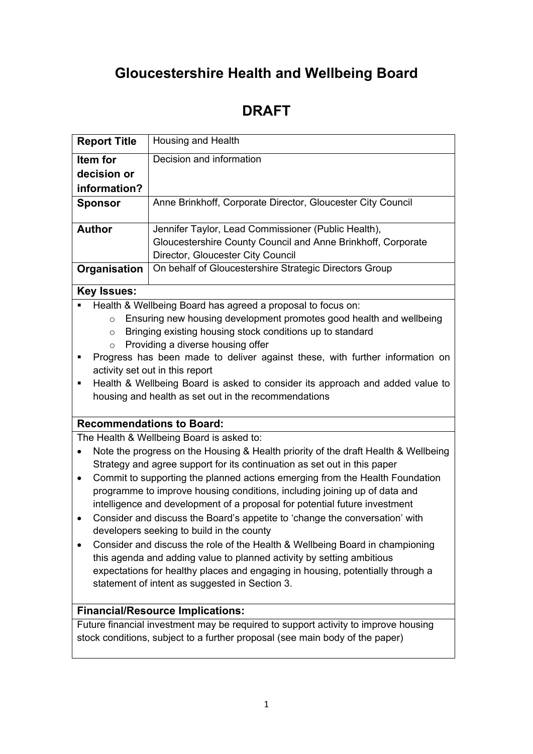# Gloucestershire Health and Wellbeing Board

# DRAFT

| **Report Title** | Housing and Health |
|---|---|
| **Item for decision or information?** | Decision and information |
| **Sponsor** | Anne Brinkhoff, Corporate Director, Gloucester City Council |
| **Author** | Jennifer Taylor, Lead Commissioner (Public Health), Gloucestershire County Council and Anne Brinkhoff, Corporate Director, Gloucester City Council |
| **Organisation** | On behalf of Gloucestershire Strategic Directors Group |

**Key Issues:**

- Health & Wellbeing Board has agreed a proposal to focus on:
  - Ensuring new housing development promotes good health and wellbeing
  - Bringing existing housing stock conditions up to standard
  - Providing a diverse housing offer
- Progress has been made to deliver against these, with further information on activity set out in this report
- Health & Wellbeing Board is asked to consider its approach and added value to housing and health as set out in the recommendations

**Recommendations to Board:**

The Health & Wellbeing Board is asked to:

- Note the progress on the Housing & Health priority of the draft Health & Wellbeing Strategy and agree support for its continuation as set out in this paper
- Commit to supporting the planned actions emerging from the Health Foundation programme to improve housing conditions, including joining up of data and intelligence and development of a proposal for potential future investment
- Consider and discuss the Board's appetite to 'change the conversation' with developers seeking to build in the county
- Consider and discuss the role of the Health & Wellbeing Board in championing this agenda and adding value to planned activity by setting ambitious expectations for healthy places and engaging in housing, potentially through a statement of intent as suggested in Section 3.

**Financial/Resource Implications:**

Future financial investment may be required to support activity to improve housing stock conditions, subject to a further proposal (see main body of the paper)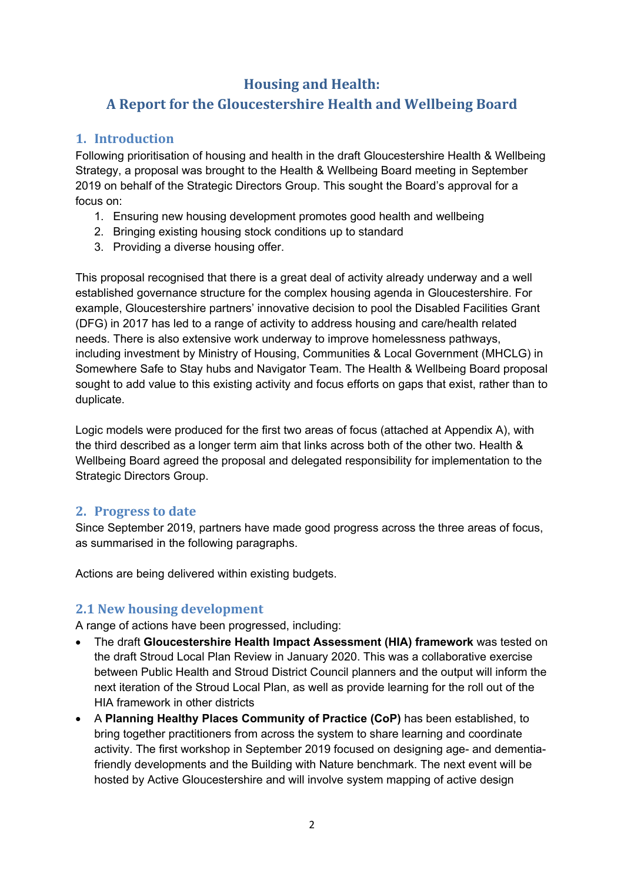# Housing and Health:
# A Report for the Gloucestershire Health and Wellbeing Board

## 1. Introduction

Following prioritisation of housing and health in the draft Gloucestershire Health & Wellbeing Strategy, a proposal was brought to the Health & Wellbeing Board meeting in September 2019 on behalf of the Strategic Directors Group. This sought the Board's approval for a focus on:

1. Ensuring new housing development promotes good health and wellbeing
2. Bringing existing housing stock conditions up to standard
3. Providing a diverse housing offer.

This proposal recognised that there is a great deal of activity already underway and a well established governance structure for the complex housing agenda in Gloucestershire. For example, Gloucestershire partners' innovative decision to pool the Disabled Facilities Grant (DFG) in 2017 has led to a range of activity to address housing and care/health related needs. There is also extensive work underway to improve homelessness pathways, including investment by Ministry of Housing, Communities & Local Government (MHCLG) in Somewhere Safe to Stay hubs and Navigator Team. The Health & Wellbeing Board proposal sought to add value to this existing activity and focus efforts on gaps that exist, rather than to duplicate.

Logic models were produced for the first two areas of focus (attached at Appendix A), with the third described as a longer term aim that links across both of the other two. Health & Wellbeing Board agreed the proposal and delegated responsibility for implementation to the Strategic Directors Group.

## 2. Progress to date

Since September 2019, partners have made good progress across the three areas of focus, as summarised in the following paragraphs.

Actions are being delivered within existing budgets.

### 2.1 New housing development

A range of actions have been progressed, including:

- The draft **Gloucestershire Health Impact Assessment (HIA) framework** was tested on the draft Stroud Local Plan Review in January 2020. This was a collaborative exercise between Public Health and Stroud District Council planners and the output will inform the next iteration of the Stroud Local Plan, as well as provide learning for the roll out of the HIA framework in other districts
- A **Planning Healthy Places Community of Practice (CoP)** has been established, to bring together practitioners from across the system to share learning and coordinate activity. The first workshop in September 2019 focused on designing age- and dementia-friendly developments and the Building with Nature benchmark. The next event will be hosted by Active Gloucestershire and will involve system mapping of active design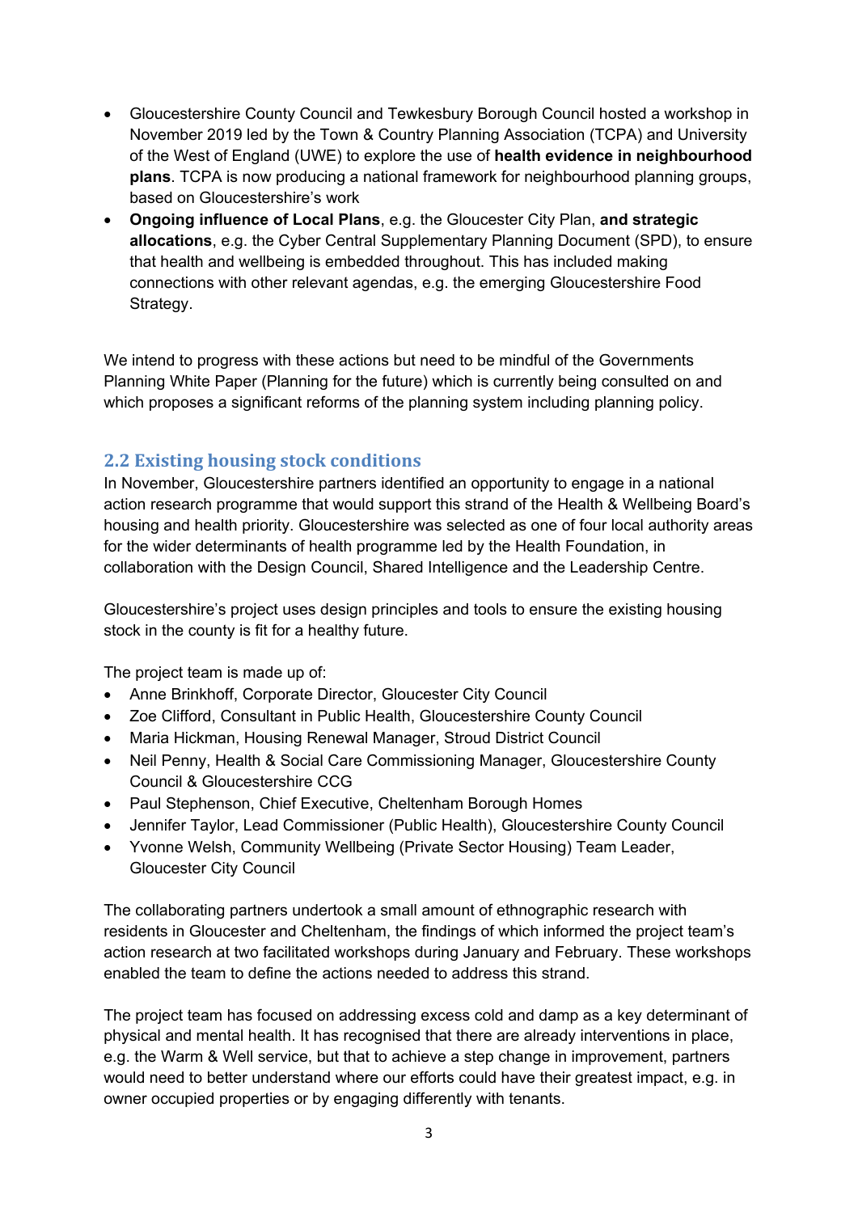- Gloucestershire County Council and Tewkesbury Borough Council hosted a workshop in November 2019 led by the Town & Country Planning Association (TCPA) and University of the West of England (UWE) to explore the use of **health evidence in neighbourhood plans**. TCPA is now producing a national framework for neighbourhood planning groups, based on Gloucestershire's work
- **Ongoing influence of Local Plans**, e.g. the Gloucester City Plan, **and strategic allocations**, e.g. the Cyber Central Supplementary Planning Document (SPD), to ensure that health and wellbeing is embedded throughout. This has included making connections with other relevant agendas, e.g. the emerging Gloucestershire Food Strategy.

We intend to progress with these actions but need to be mindful of the Governments Planning White Paper (Planning for the future) which is currently being consulted on and which proposes a significant reforms of the planning system including planning policy.

## 2.2 Existing housing stock conditions

In November, Gloucestershire partners identified an opportunity to engage in a national action research programme that would support this strand of the Health & Wellbeing Board's housing and health priority. Gloucestershire was selected as one of four local authority areas for the wider determinants of health programme led by the Health Foundation, in collaboration with the Design Council, Shared Intelligence and the Leadership Centre.

Gloucestershire's project uses design principles and tools to ensure the existing housing stock in the county is fit for a healthy future.

The project team is made up of:

- Anne Brinkhoff, Corporate Director, Gloucester City Council
- Zoe Clifford, Consultant in Public Health, Gloucestershire County Council
- Maria Hickman, Housing Renewal Manager, Stroud District Council
- Neil Penny, Health & Social Care Commissioning Manager, Gloucestershire County Council & Gloucestershire CCG
- Paul Stephenson, Chief Executive, Cheltenham Borough Homes
- Jennifer Taylor, Lead Commissioner (Public Health), Gloucestershire County Council
- Yvonne Welsh, Community Wellbeing (Private Sector Housing) Team Leader, Gloucester City Council

The collaborating partners undertook a small amount of ethnographic research with residents in Gloucester and Cheltenham, the findings of which informed the project team's action research at two facilitated workshops during January and February. These workshops enabled the team to define the actions needed to address this strand.

The project team has focused on addressing excess cold and damp as a key determinant of physical and mental health. It has recognised that there are already interventions in place, e.g. the Warm & Well service, but that to achieve a step change in improvement, partners would need to better understand where our efforts could have their greatest impact, e.g. in owner occupied properties or by engaging differently with tenants.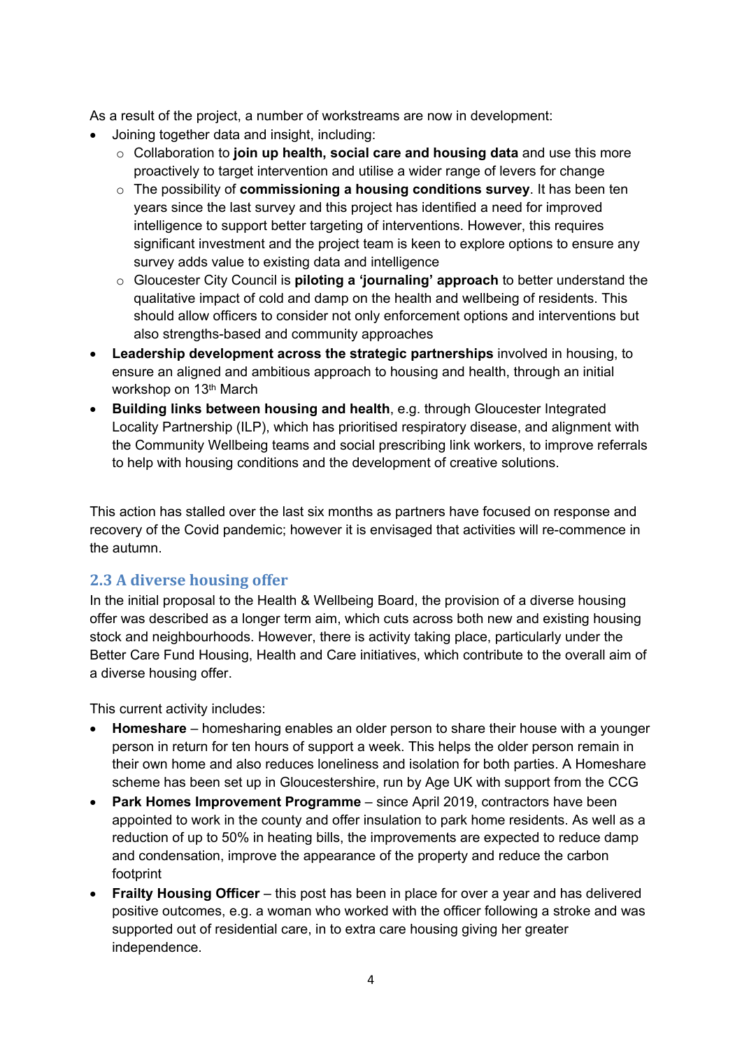As a result of the project, a number of workstreams are now in development:

- Joining together data and insight, including:
  - Collaboration to **join up health, social care and housing data** and use this more proactively to target intervention and utilise a wider range of levers for change
  - The possibility of **commissioning a housing conditions survey**. It has been ten years since the last survey and this project has identified a need for improved intelligence to support better targeting of interventions. However, this requires significant investment and the project team is keen to explore options to ensure any survey adds value to existing data and intelligence
  - Gloucester City Council is **piloting a 'journaling' approach** to better understand the qualitative impact of cold and damp on the health and wellbeing of residents. This should allow officers to consider not only enforcement options and interventions but also strengths-based and community approaches
- **Leadership development across the strategic partnerships** involved in housing, to ensure an aligned and ambitious approach to housing and health, through an initial workshop on 13th March
- **Building links between housing and health**, e.g. through Gloucester Integrated Locality Partnership (ILP), which has prioritised respiratory disease, and alignment with the Community Wellbeing teams and social prescribing link workers, to improve referrals to help with housing conditions and the development of creative solutions.

This action has stalled over the last six months as partners have focused on response and recovery of the Covid pandemic; however it is envisaged that activities will re-commence in the autumn.

## 2.3 A diverse housing offer

In the initial proposal to the Health & Wellbeing Board, the provision of a diverse housing offer was described as a longer term aim, which cuts across both new and existing housing stock and neighbourhoods. However, there is activity taking place, particularly under the Better Care Fund Housing, Health and Care initiatives, which contribute to the overall aim of a diverse housing offer.

This current activity includes:

- **Homeshare** – homesharing enables an older person to share their house with a younger person in return for ten hours of support a week. This helps the older person remain in their own home and also reduces loneliness and isolation for both parties. A Homeshare scheme has been set up in Gloucestershire, run by Age UK with support from the CCG
- **Park Homes Improvement Programme** – since April 2019, contractors have been appointed to work in the county and offer insulation to park home residents. As well as a reduction of up to 50% in heating bills, the improvements are expected to reduce damp and condensation, improve the appearance of the property and reduce the carbon footprint
- **Frailty Housing Officer** – this post has been in place for over a year and has delivered positive outcomes, e.g. a woman who worked with the officer following a stroke and was supported out of residential care, in to extra care housing giving her greater independence.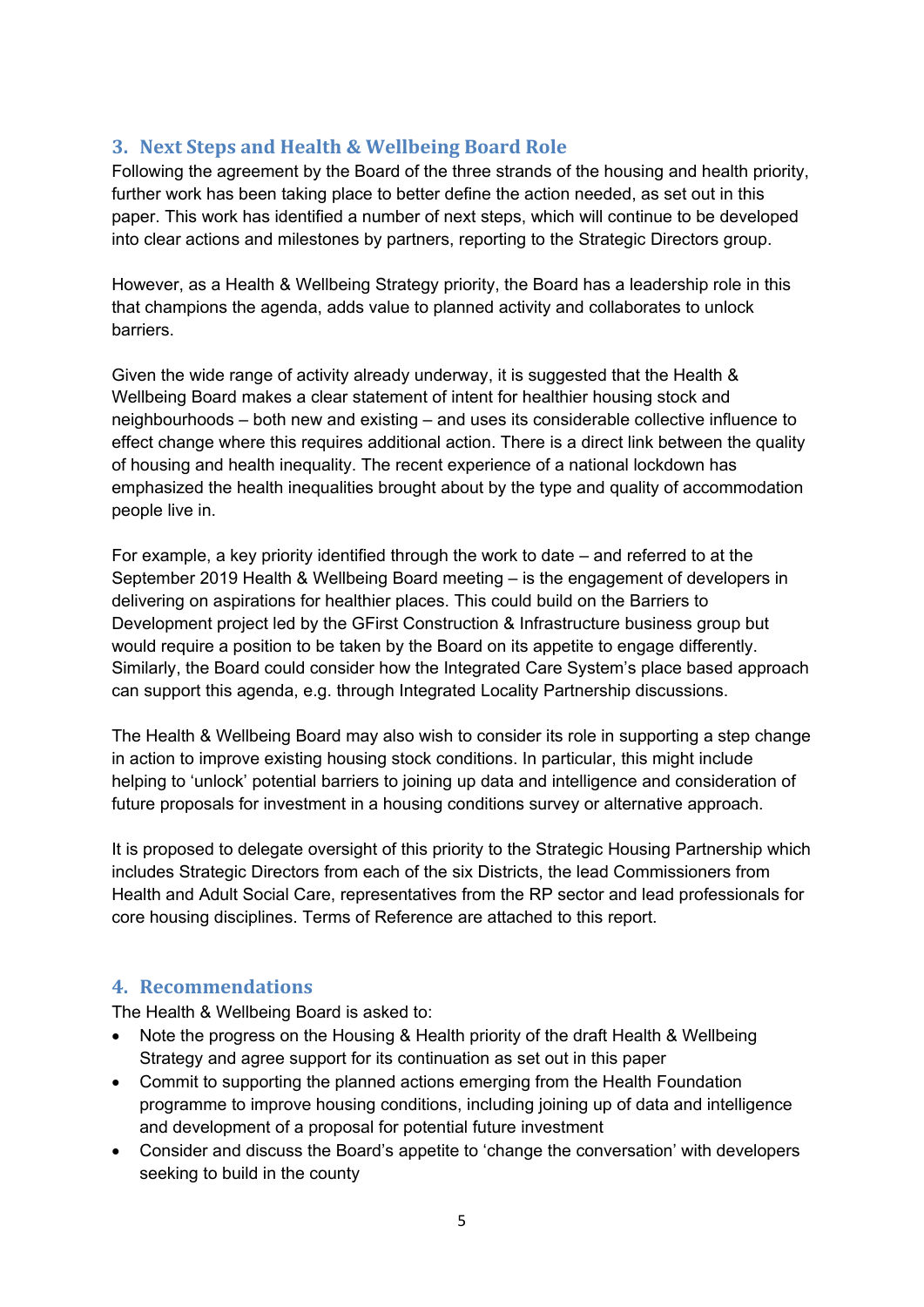## 3. Next Steps and Health & Wellbeing Board Role

Following the agreement by the Board of the three strands of the housing and health priority, further work has been taking place to better define the action needed, as set out in this paper. This work has identified a number of next steps, which will continue to be developed into clear actions and milestones by partners, reporting to the Strategic Directors group.

However, as a Health & Wellbeing Strategy priority, the Board has a leadership role in this that champions the agenda, adds value to planned activity and collaborates to unlock barriers.

Given the wide range of activity already underway, it is suggested that the Health & Wellbeing Board makes a clear statement of intent for healthier housing stock and neighbourhoods – both new and existing – and uses its considerable collective influence to effect change where this requires additional action. There is a direct link between the quality of housing and health inequality. The recent experience of a national lockdown has emphasized the health inequalities brought about by the type and quality of accommodation people live in.

For example, a key priority identified through the work to date – and referred to at the September 2019 Health & Wellbeing Board meeting – is the engagement of developers in delivering on aspirations for healthier places. This could build on the Barriers to Development project led by the GFirst Construction & Infrastructure business group but would require a position to be taken by the Board on its appetite to engage differently. Similarly, the Board could consider how the Integrated Care System's place based approach can support this agenda, e.g. through Integrated Locality Partnership discussions.

The Health & Wellbeing Board may also wish to consider its role in supporting a step change in action to improve existing housing stock conditions. In particular, this might include helping to 'unlock' potential barriers to joining up data and intelligence and consideration of future proposals for investment in a housing conditions survey or alternative approach.

It is proposed to delegate oversight of this priority to the Strategic Housing Partnership which includes Strategic Directors from each of the six Districts, the lead Commissioners from Health and Adult Social Care, representatives from the RP sector and lead professionals for core housing disciplines. Terms of Reference are attached to this report.

## 4. Recommendations

The Health & Wellbeing Board is asked to:

- Note the progress on the Housing & Health priority of the draft Health & Wellbeing Strategy and agree support for its continuation as set out in this paper
- Commit to supporting the planned actions emerging from the Health Foundation programme to improve housing conditions, including joining up of data and intelligence and development of a proposal for potential future investment
- Consider and discuss the Board's appetite to 'change the conversation' with developers seeking to build in the county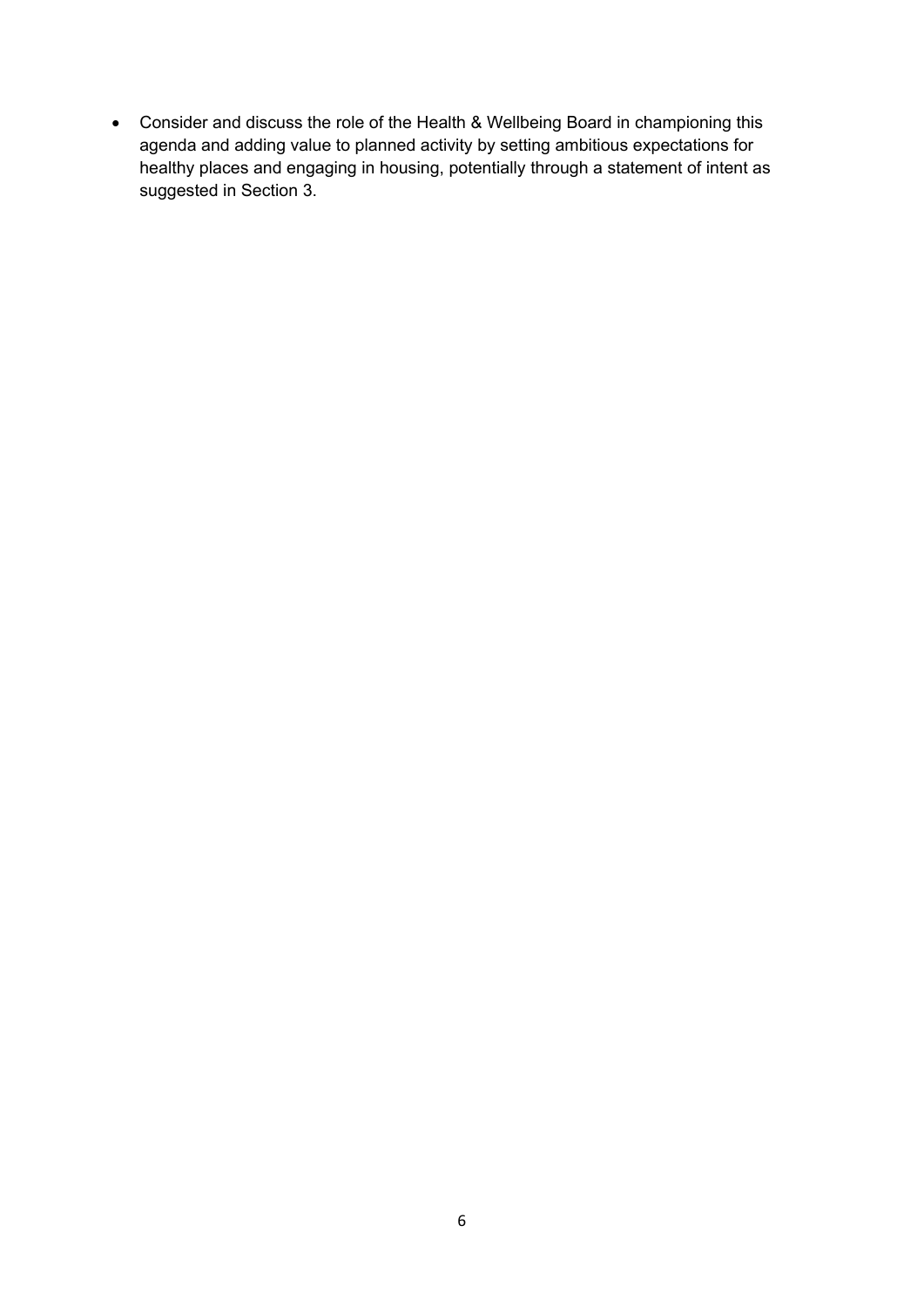- Consider and discuss the role of the Health & Wellbeing Board in championing this agenda and adding value to planned activity by setting ambitious expectations for healthy places and engaging in housing, potentially through a statement of intent as suggested in Section 3.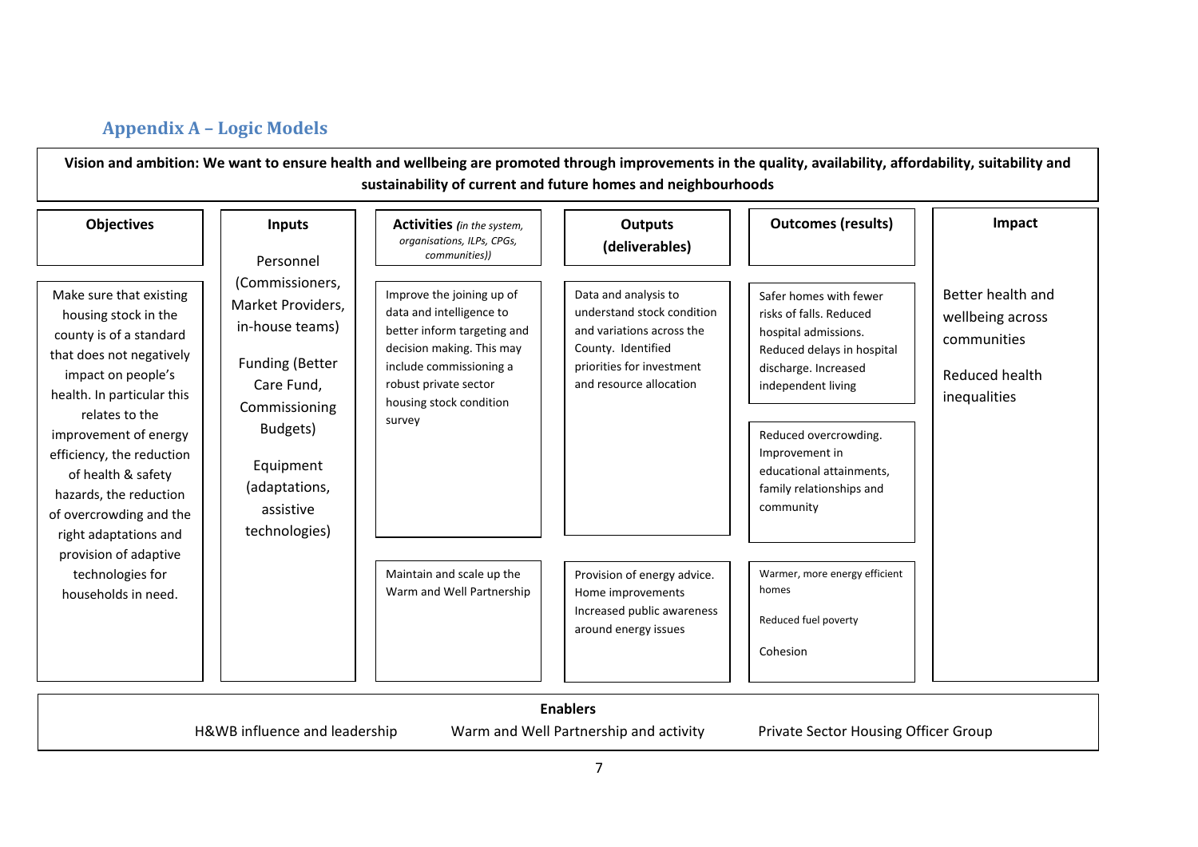## Appendix A – Logic Models

**Vision and ambition: We want to ensure health and wellbeing are promoted through improvements in the quality, availability, affordability, suitability and sustainability of current and future homes and neighbourhoods**

| Objectives | Inputs | Activities *(in the system, organisations, ILPs, CPGs, communities))* | Outputs (deliverables) | Outcomes (results) | Impact |
|---|---|---|---|---|---|
| Make sure that existing housing stock in the county is of a standard that does not negatively impact on people's health. In particular this relates to the improvement of energy efficiency, the reduction of health & safety hazards, the reduction of overcrowding and the right adaptations and provision of adaptive technologies for households in need. | Personnel (Commissioners, Market Providers, in-house teams)<br><br>Funding (Better Care Fund, Commissioning Budgets)<br><br>Equipment (adaptations, assistive technologies) | Improve the joining up of data and intelligence to better inform targeting and decision making. This may include commissioning a robust private sector housing stock condition survey | Data and analysis to understand stock condition and variations across the County. Identified priorities for investment and resource allocation | Safer homes with fewer risks of falls. Reduced hospital admissions. Reduced delays in hospital discharge. Increased independent living<br><br>Reduced overcrowding. Improvement in educational attainments, family relationships and community | Better health and wellbeing across communities<br><br>Reduced health inequalities |
| | | Maintain and scale up the Warm and Well Partnership | Provision of energy advice. Home improvements Increased public awareness around energy issues | Warmer, more energy efficient homes<br><br>Reduced fuel poverty<br><br>Cohesion | |

**Enablers**

H&WB influence and leadership | Warm and Well Partnership and activity | Private Sector Housing Officer Group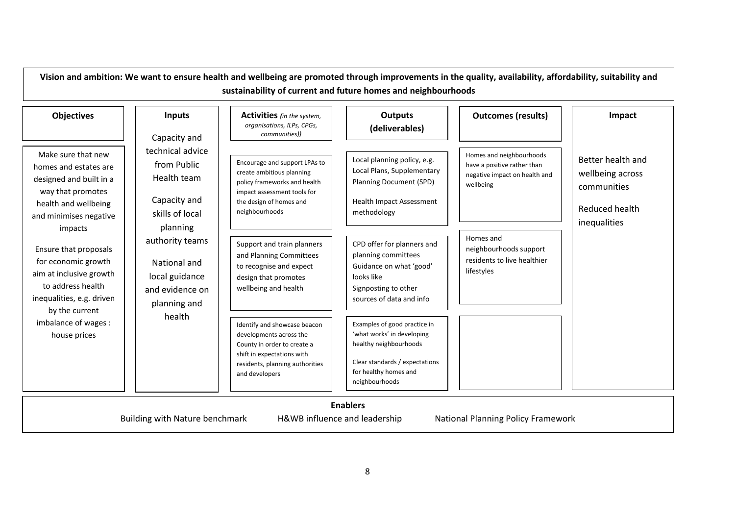**Vision and ambition: We want to ensure health and wellbeing are promoted through improvements in the quality, availability, affordability, suitability and sustainability of current and future homes and neighbourhoods**

| Objectives | Inputs | Activities *(in the system, organisations, ILPs, CPGs, communities))* | Outputs (deliverables) | Outcomes (results) | Impact |
|---|---|---|---|---|---|
| Make sure that new homes and estates are designed and built in a way that promotes health and wellbeing and minimises negative impacts<br><br>Ensure that proposals for economic growth aim at inclusive growth to address health inequalities, e.g. driven by the current imbalance of wages : house prices | Capacity and technical advice from Public Health team<br><br>Capacity and skills of local planning authority teams<br><br>National and local guidance and evidence on planning and health | Encourage and support LPAs to create ambitious planning policy frameworks and health impact assessment tools for the design of homes and neighbourhoods | Local planning policy, e.g. Local Plans, Supplementary Planning Document (SPD)<br><br>Health Impact Assessment methodology | Homes and neighbourhoods have a positive rather than negative impact on health and wellbeing | Better health and wellbeing across communities<br><br>Reduced health inequalities |
| | | Support and train planners and Planning Committees to recognise and expect design that promotes wellbeing and health | CPD offer for planners and planning committees<br>Guidance on what 'good' looks like<br>Signposting to other sources of data and info | Homes and neighbourhoods support residents to live healthier lifestyles | |
| | | Identify and showcase beacon developments across the County in order to create a shift in expectations with residents, planning authorities and developers | Examples of good practice in 'what works' in developing healthy neighbourhoods<br><br>Clear standards / expectations for healthy homes and neighbourhoods | | |

**Enablers**

Building with Nature benchmark | H&WB influence and leadership | National Planning Policy Framework